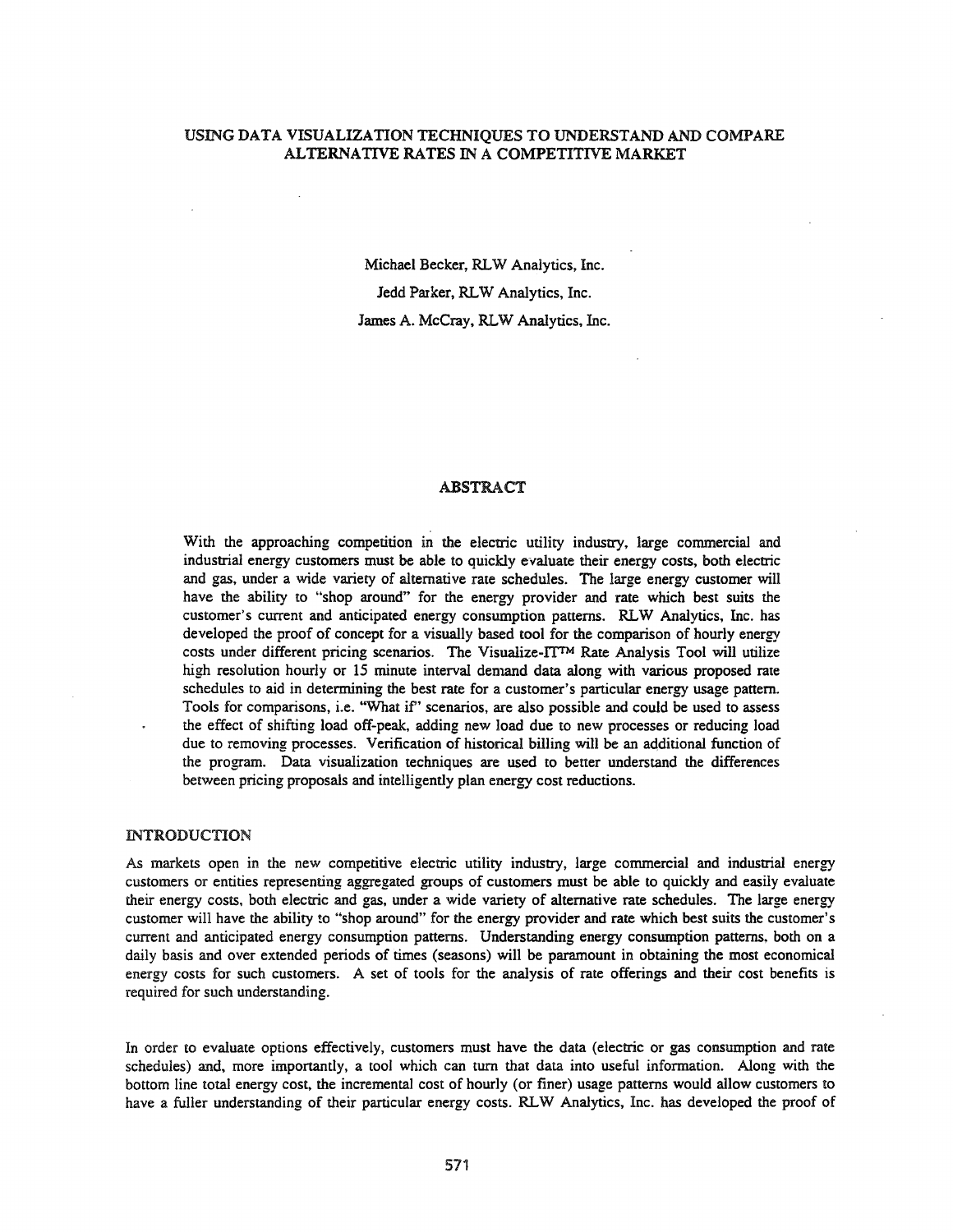# USING DATA VISUALIZATION TECHNIQUES TO UNDERSTAND AND COMPARE ALTERNATIVE RATES IN A COMPETITIVE MARKET

Michael Becker, RLW Analytics, Inc.

Jedd Parker, RLW Analytics, Inc.

James A. McCray, RLW Analytics, Inc.

## ABSTRACT

With the approaching competition in the electric utility industry, large commercial and industrial energy customers must be able to quickly evaluate their energy costs, both electric and gas, under a wide variety of alternative rate schedules. The large energy customer will have the ability to "shop around" for the energy provider and rate which best suits the customer's current and anticipated energy consumption patterns. RLW Analytics, Inc. has developed the proof of concept for a visually based tool for the comparison of hourly energy costs under different pricing scenarios. The Visualize-IT™ Rate Analysis Tool will utilize high resolution hourly or 15 minute interval demand data along with various proposed rate schedules to aid in determining the best rate for a customer's particular energy usage pattern. Tools for comparisons, i.e. "What if" scenarios, are also possible and could be used to assess the effect of shifting load off-peak, adding new load due to new processes or reducing load due to removing processes. Verification of historical billing will be an additional function of the program. Data visualization techniques are used to better understand the differences between pricing proposals and intelligently plan energy cost reductions.

## INTRODUCTION

As markets open in the new competitive electric utility industry, large commercial and industrial energy customers or entities representing aggregated groups of customers must be able to quickly and easily evaluate their energy costs, both electric and gas, under a wide variety of alternative rate schedules. The large energy customer will have the ability to "shop around" for the energy provider and rate which best suits the customer's current and anticipated energy consumption patterns. Understanding energy consumption patterns, both on a daily basis and over extended periods of times (seasons) will be paramount in obtaining the most economical energy costs for such customers. A set of tools for the analysis of rate offerings and their cost benefits is required for such understanding.

In order to evaluate options effectively, customers must have the data (electric or gas consumption and rate schedules) and, more importantly, a tool which can turn that data into useful information. Along with the bottom line total energy cost, the incremental cost of hourly (or finer) usage patterns would allow customers to have a fuller understanding of their particular energy costs. RLW Analytics, Inc. has developed the proof of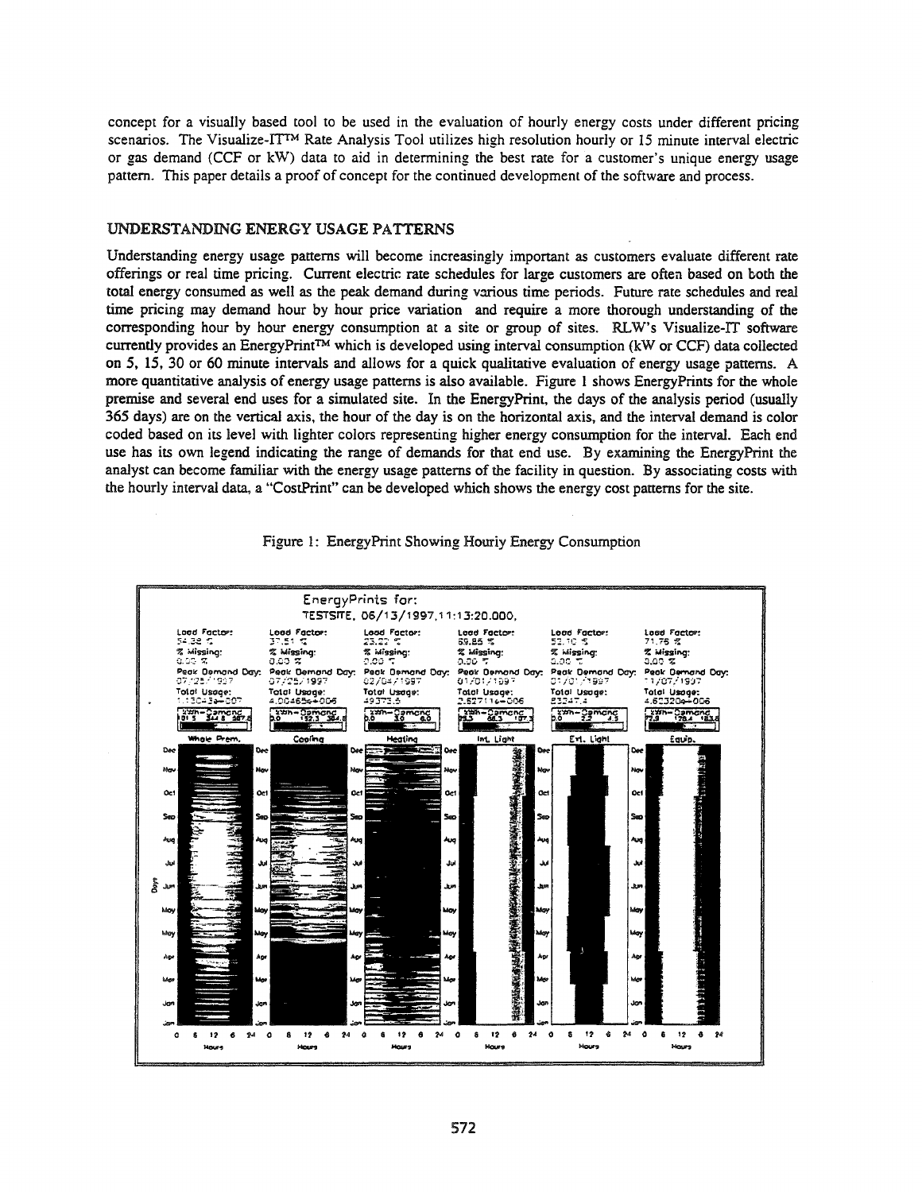concept for a visually based tool to be used in the evaluation of hourly energy costs under different pricing scenarios. The Visualize-IT™ Rate Analysis Tool utilizes high resolution hourly or 15 minute interval electric or gas demand (CCF or kW) data to aid in determining the best rate for a customer's unique energy usage pattern. This paper details a proof of concept for the continued development of the software and process.

## UNDERSTANDING ENERGY USAGE PATTERNS

Understanding energy usage patterns will become increasingly important as customers evaluate different rate offerings or real time pricing. Current electric rate schedules for large customers are often based on both the total energy consumed as well as the peak demand during various time periods. Future rate schedules and real time pricing may demand hour by hour price variation and require a more thorough understanding of the corresponding hour by hour energy consumption at a site or group of sites. RLW's Visualize-IT software currently provides an EnergyPrint™ which is developed using interval consumption (kW or CCF) data collected on 5, 15, 30 or 60 minute intervals and allows for a quick qualitative evaluation of energy usage patterns. A more quantitative analysis of energy usage patterns is also available. Figure 1 shows EnergyPrints for the whole premise and several end uses for a simulated site. In the EnergyPrint, the days of the analysis period (usually 365 days) are on the vertical axis, the hour of the day is on the horizontal axis, and the interval demand is color coded based on its level with lighter colors representing higher energy consumption for the interval. Each end use has its own legend indicating the range of demands for that end use. By examining the EnergyPrint the analyst can become familiar with the energy usage patterns of the facility in question. By associating costs with the hourly interval data, a "CostPrint" can be developed which shows the energy cost patterns for the site.

Figure 1: EnergyPrint Showing Hourly Energy Consumption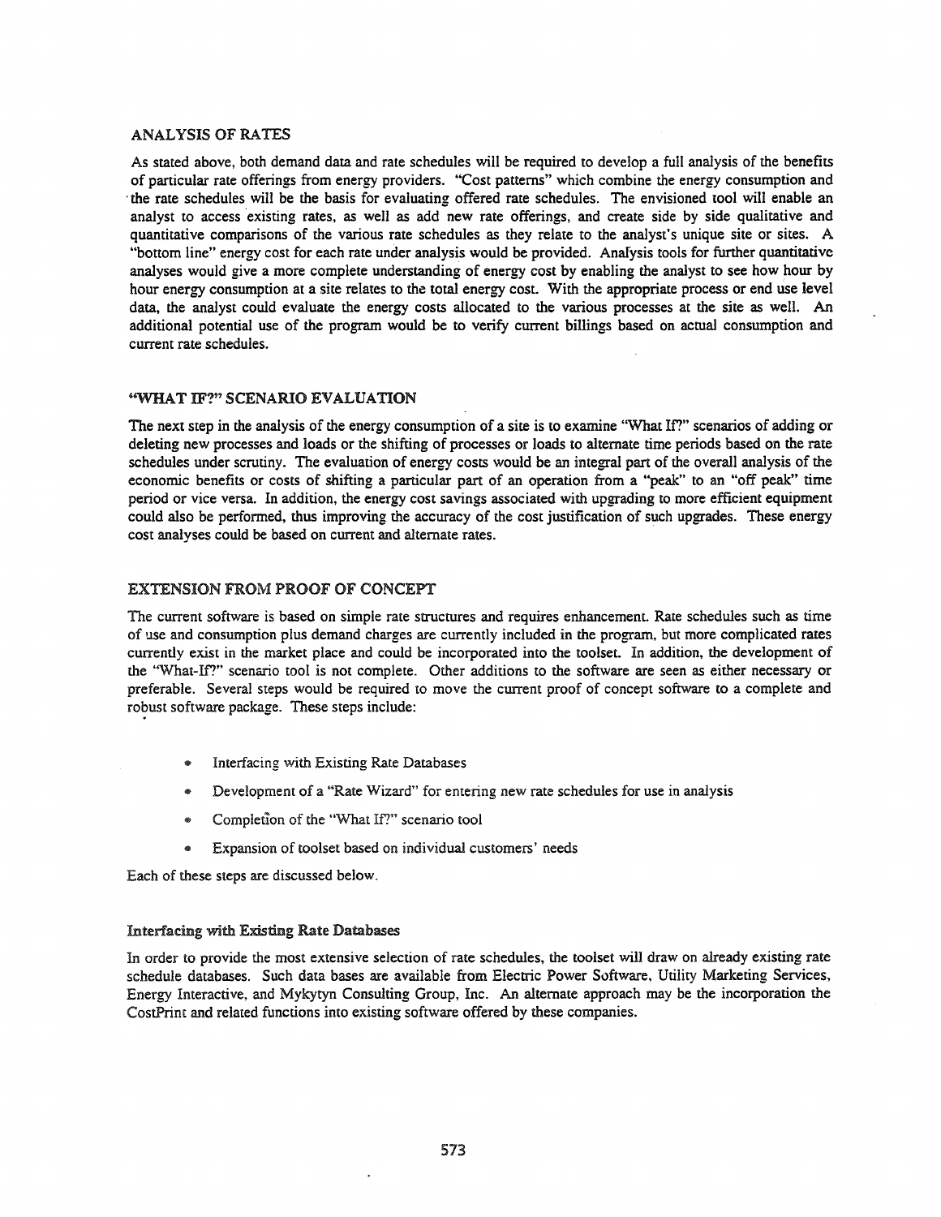## ANALYSIS OF RATES

As stated above, both demand data and rate schedules will be required to develop a full analysis of the benefits of particular rate offerings from energy providers. "Cost patterns" which combine the energy consumption and the rate schedules will be the basis for evaluating offered rate schedules. The envisioned tool will enable an analyst to access existing rates, as well as add new rate offerings, and create side by side qualitative and quantitative comparisons of the various rate schedules as they relate to the analyst's unique site or sites. A "bottom line" energy cost for each rate under analysis would be provided. Analysis tools for further quantitative analyses would give a more complete understanding of energy cost by enabling the analyst to see how hour by hour energy consumption at a site relates to the total energy cost. With the appropriate process or end use level data, the analyst could evaluate the energy costs allocated to the various processes at the site as well. An additional potential use of the program would be to verify current billings based on actual consumption and current rate schedules.

## "WHAT IF?" SCENARIO EVALUATION

The next step in the analysis of the energy consumption of a site is to examine "What If?" scenarios of adding or deleting new processes and loads or the shifting of processes or loads to alternate time periods based on the rate schedules under scrutiny. The evaluation of energy costs would be an integral part of the overall analysis of the economic benefits or costs of shifting a particular part of an operation from a "peak" to an "off peak" time period or vice versa. In addition, the energy cost savings associated with upgrading to more efficient equipment could also be performed, thus improving the accuracy of the cost justification of such upgrades. These energy cost analyses could be based on current and alternate rates.

## EXTENSION FROM PROOF OF CONCEPT

The current software is based on simple rate structures and requires enhancement. Rate schedules such as time of use and consumption plus demand charges are currently included in the program, but more complicated rates currently exist in the market place and could be incorporated into the toolset. In addition, the development of the "What-If?" scenario tool is not complete. Other additions to the software are seen as either necessary or preferable. Several steps would be required to move the current proof of concept software to a complete and robust software package. These steps include:

- Interfacing with Existing Rate Databases
- Development of a "Rate Wizard" for entering new rate schedules for use in analysis
- Completion of the "What If?" scenario tool
- Expansion of toolset based on individual customers' needs

Each of these steps are discussed below.

### Interfacing with Existing Rate Databases

In order to provide the most extensive selection of rate schedules, the toolset will draw on already existing rate schedule databases. Such data bases are available from Electric Power Software, Utility Marketing Services, Energy Interactive, and Mykytyn Consulting Group, Inc. An alternate approach may be the incorporation the CostPrint and related functions into existing software offered by these companies.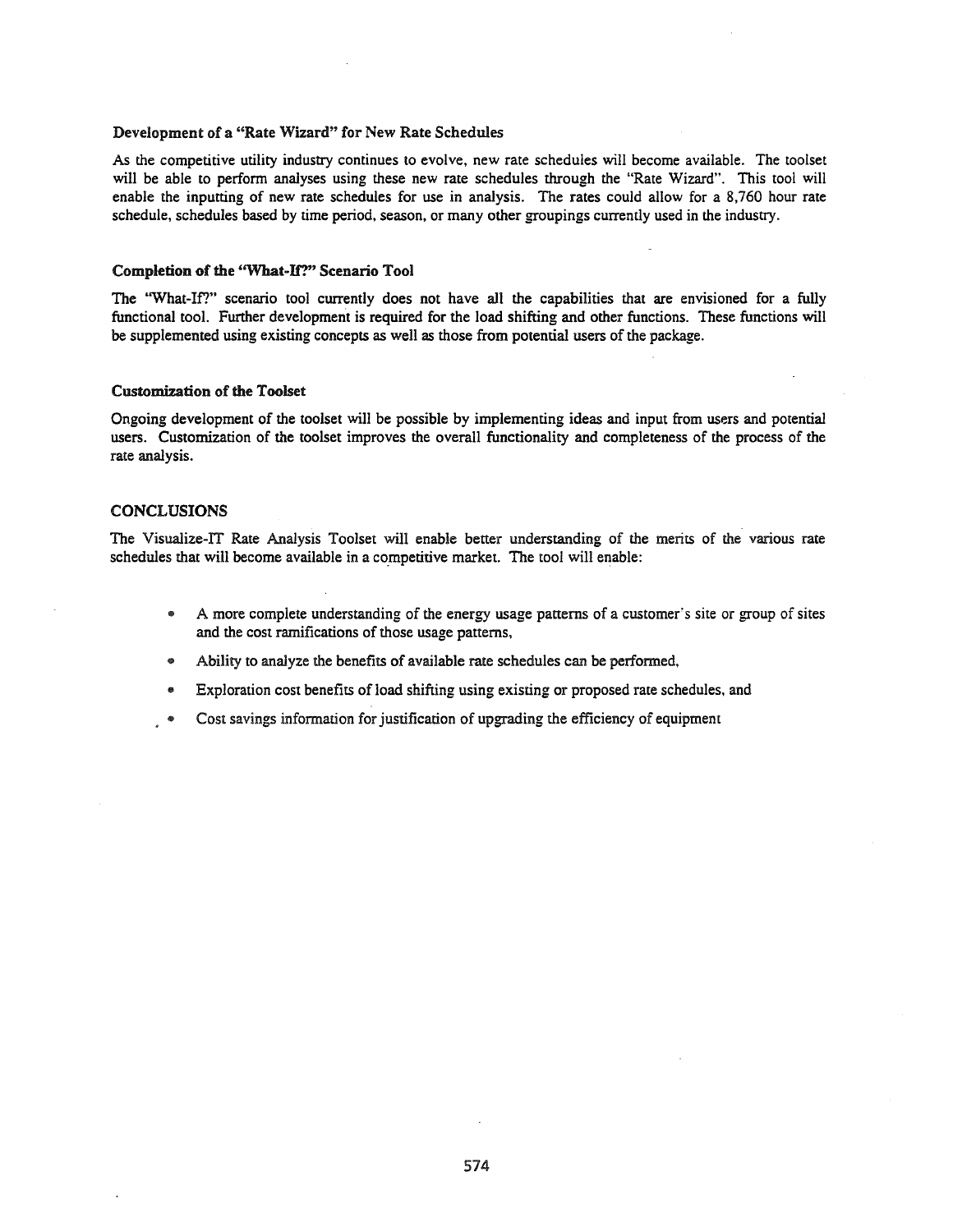### Development of a "Rate Wizard" for New Rate Schedules

As the competitive utility industry continues to evolve, new rate schedules will become available. The toolset will be able to perform analyses using these new rate schedules through the "Rate Wizard". This tool will enable the inputting of new rate schedules for use in analysis. The rates could allow for a 8,760 hour rate schedule, schedules based by time period, season, or many other groupings currently used in the industry.

### Completion of the "What-If?" Scenario Tool

The "What-If?" scenario tool currently does not have all the capabilities that are envisioned for a fully functional tool. Further development is required for the load shifting and other functions. These functions will be supplemented using existing concepts as well as those from potential users of the package.

### Customization of the Toolset

Ongoing development of the toolset will be possible by implementing ideas and input from users and potential users. Customization of the toolset improves the overall functionality and completeness of the process of the rate analysis.

## CONCLUSIONS

The Visualize-IT Rate Analysis Toolset will enable better understanding of the merits of the various rate schedules that will become available in a competitive market. The tool will enable:

- A more complete understanding of the energy usage patterns of a customer's site or group of sites and the cost ramifications of those usage patterns,
- Ability to analyze the benefits of available rate schedules can be performed,
- Exploration cost benefits of load shifting using existing or proposed rate schedules, and
- Cost savings information for justification of upgrading the efficiency of equipment